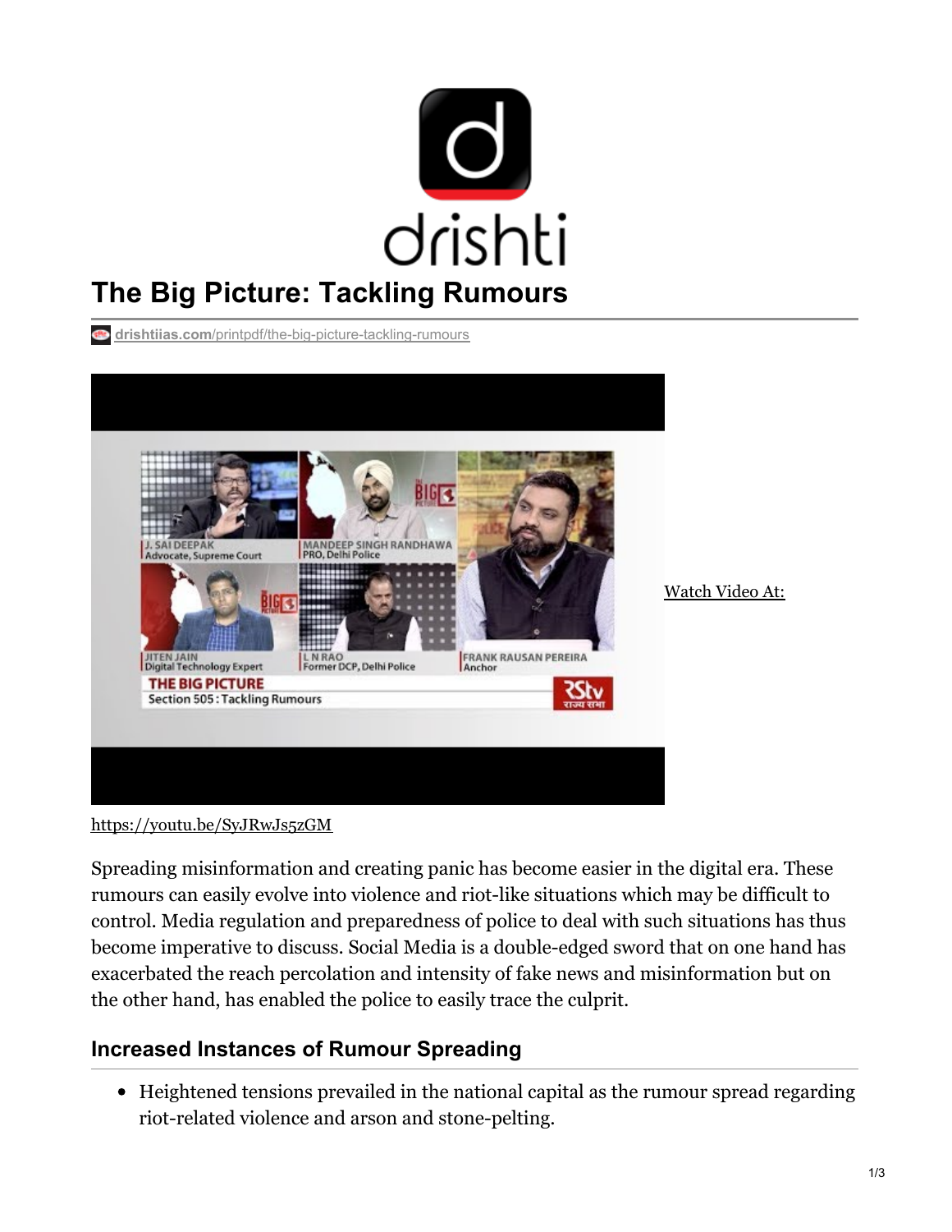# The Big Picture: Tackling Rumours

drishtiias.com/printpdf/the-big-picture-tackling-rumours

Watch Video At:

https://youtu.be/SyJRwJs5zGM

Spreading misinformation and creating panic has become easier in the digital era. These rumours can easily evolve into violence and riot-like situations which may be difficult to control. Media regulation and preparedness of police to deal with such situations has thus become imperative to discuss. Social Media is a double-edged sword that on one hand has exacerbated the reach percolation and intensity of fake news and misinformation but on the other hand, has enabled the police to easily trace the culprit.

## Increased Instances of Rumour Spreading

- Heightened tensions prevailed in the national capital as the rumour spread regarding riot-related violence and arson and stone-pelting.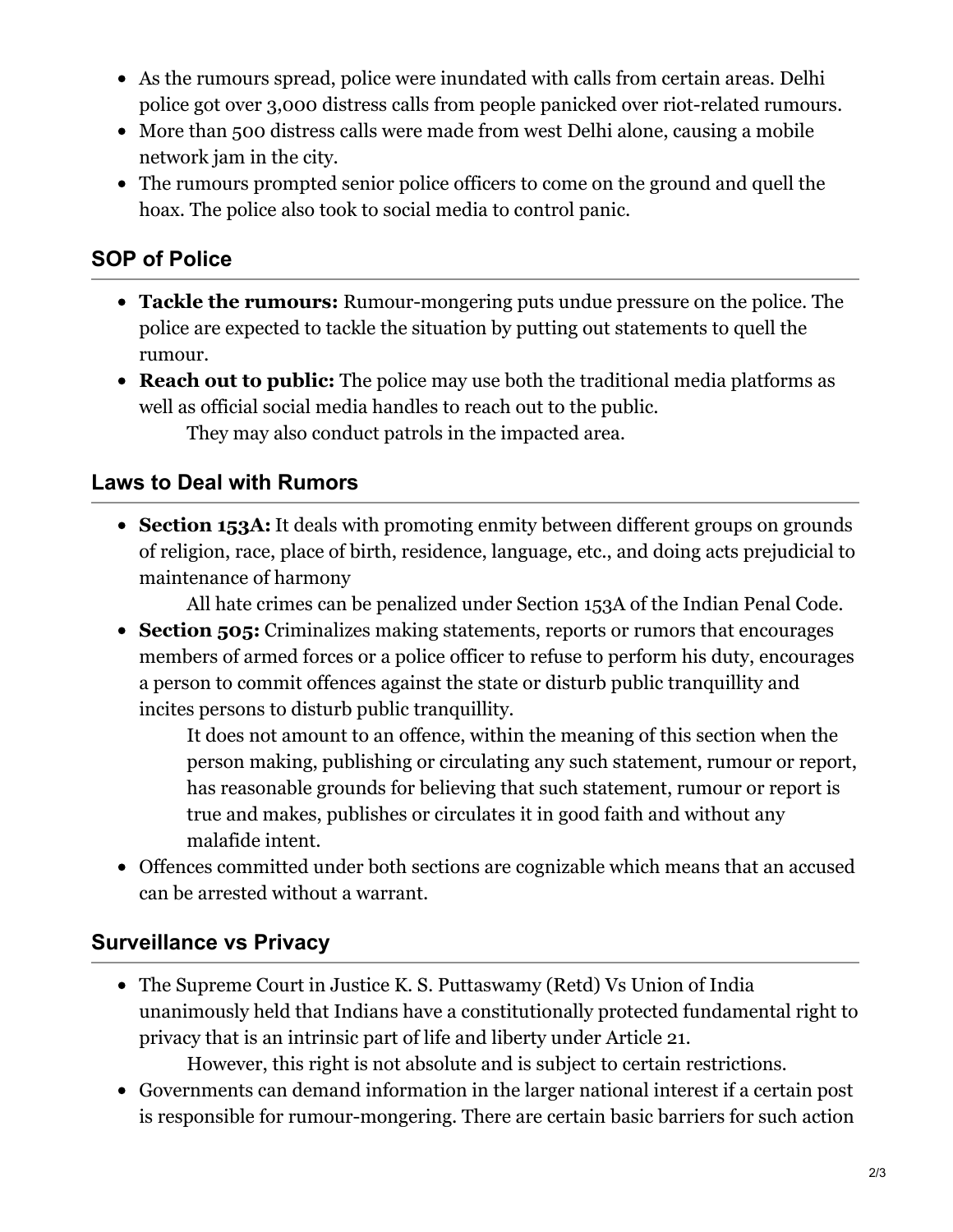- As the rumours spread, police were inundated with calls from certain areas. Delhi police got over 3,000 distress calls from people panicked over riot-related rumours.
- More than 500 distress calls were made from west Delhi alone, causing a mobile network jam in the city.
- The rumours prompted senior police officers to come on the ground and quell the hoax. The police also took to social media to control panic.

## SOP of Police

- **Tackle the rumours:** Rumour-mongering puts undue pressure on the police. The police are expected to tackle the situation by putting out statements to quell the rumour.
- **Reach out to public:** The police may use both the traditional media platforms as well as official social media handles to reach out to the public.
  - They may also conduct patrols in the impacted area.

## Laws to Deal with Rumors

- **Section 153A:** It deals with promoting enmity between different groups on grounds of religion, race, place of birth, residence, language, etc., and doing acts prejudicial to maintenance of harmony
  - All hate crimes can be penalized under Section 153A of the Indian Penal Code.
- **Section 505:** Criminalizes making statements, reports or rumors that encourages members of armed forces or a police officer to refuse to perform his duty, encourages a person to commit offences against the state or disturb public tranquillity and incites persons to disturb public tranquillity.
  - It does not amount to an offence, within the meaning of this section when the person making, publishing or circulating any such statement, rumour or report, has reasonable grounds for believing that such statement, rumour or report is true and makes, publishes or circulates it in good faith and without any malafide intent.
- Offences committed under both sections are cognizable which means that an accused can be arrested without a warrant.

## Surveillance vs Privacy

- The Supreme Court in Justice K. S. Puttaswamy (Retd) Vs Union of India unanimously held that Indians have a constitutionally protected fundamental right to privacy that is an intrinsic part of life and liberty under Article 21.
  - However, this right is not absolute and is subject to certain restrictions.
- Governments can demand information in the larger national interest if a certain post is responsible for rumour-mongering. There are certain basic barriers for such action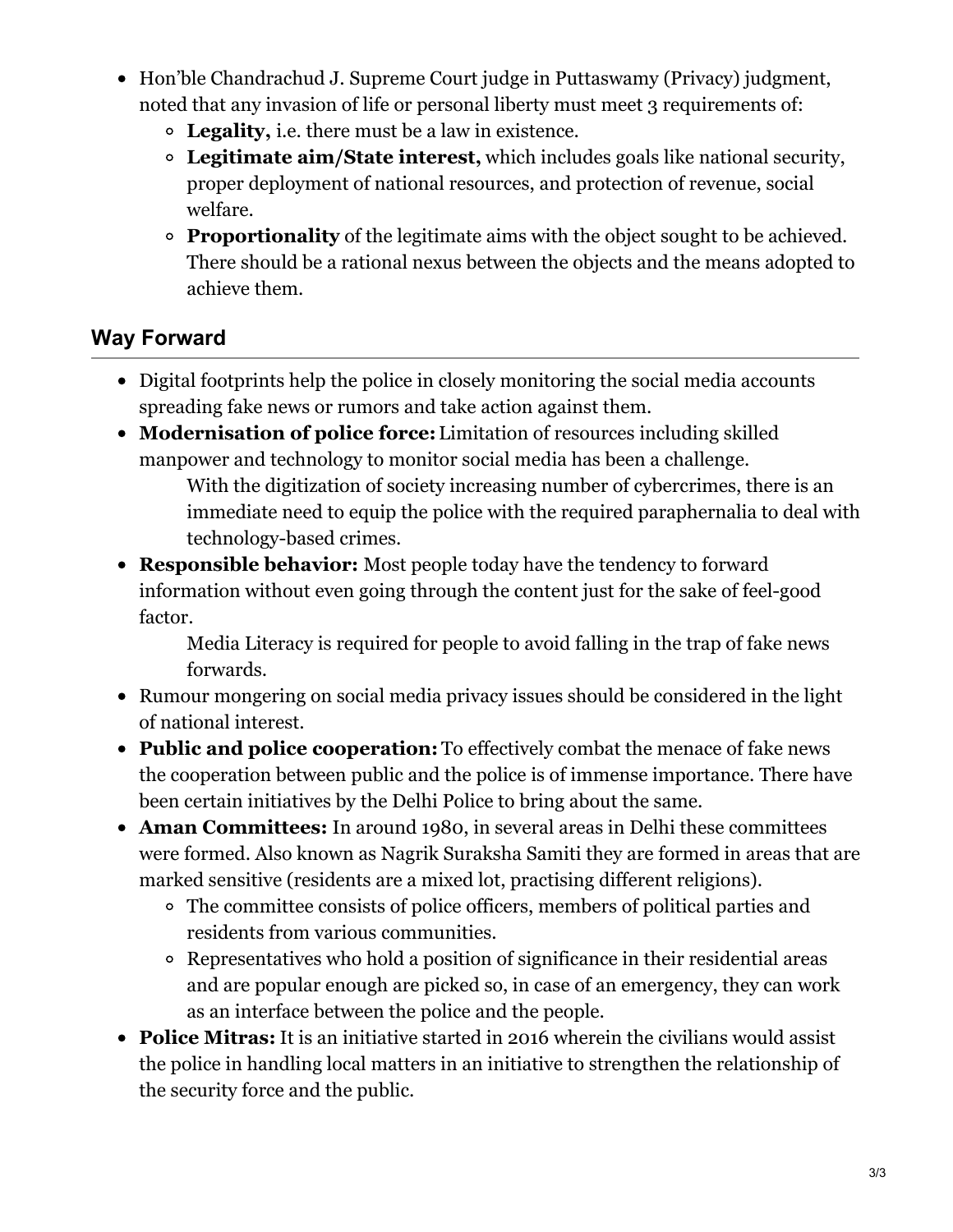- Hon'ble Chandrachud J. Supreme Court judge in Puttaswamy (Privacy) judgment, noted that any invasion of life or personal liberty must meet 3 requirements of:
  - **Legality,** i.e. there must be a law in existence.
  - **Legitimate aim/State interest,** which includes goals like national security, proper deployment of national resources, and protection of revenue, social welfare.
  - **Proportionality** of the legitimate aims with the object sought to be achieved. There should be a rational nexus between the objects and the means adopted to achieve them.

## Way Forward

- Digital footprints help the police in closely monitoring the social media accounts spreading fake news or rumors and take action against them.
- **Modernisation of police force:** Limitation of resources including skilled manpower and technology to monitor social media has been a challenge.
  
  With the digitization of society increasing number of cybercrimes, there is an immediate need to equip the police with the required paraphernalia to deal with technology-based crimes.
- **Responsible behavior:** Most people today have the tendency to forward information without even going through the content just for the sake of feel-good factor.
  
  Media Literacy is required for people to avoid falling in the trap of fake news forwards.
- Rumour mongering on social media privacy issues should be considered in the light of national interest.
- **Public and police cooperation:** To effectively combat the menace of fake news the cooperation between public and the police is of immense importance. There have been certain initiatives by the Delhi Police to bring about the same.
- **Aman Committees:** In around 1980, in several areas in Delhi these committees were formed. Also known as Nagrik Suraksha Samiti they are formed in areas that are marked sensitive (residents are a mixed lot, practising different religions).
  - The committee consists of police officers, members of political parties and residents from various communities.
  - Representatives who hold a position of significance in their residential areas and are popular enough are picked so, in case of an emergency, they can work as an interface between the police and the people.
- **Police Mitras:** It is an initiative started in 2016 wherein the civilians would assist the police in handling local matters in an initiative to strengthen the relationship of the security force and the public.